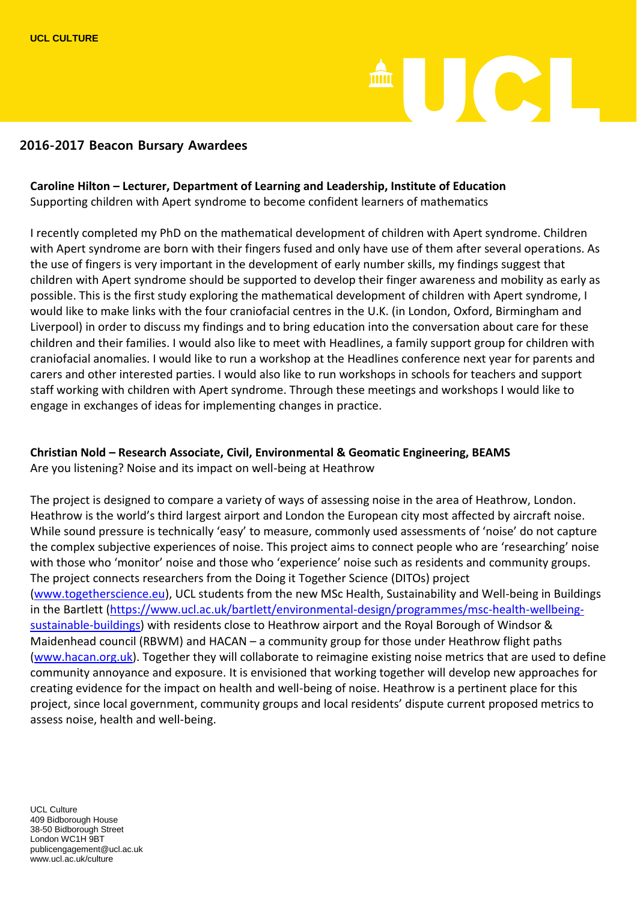UCL CULTURE

## 2016-2017 Beacon Bursary Awardees

**Caroline Hilton – Lecturer, Department of Learning and Leadership, Institute of Education**
Supporting children with Apert syndrome to become confident learners of mathematics

I recently completed my PhD on the mathematical development of children with Apert syndrome. Children with Apert syndrome are born with their fingers fused and only have use of them after several operations. As the use of fingers is very important in the development of early number skills, my findings suggest that children with Apert syndrome should be supported to develop their finger awareness and mobility as early as possible. This is the first study exploring the mathematical development of children with Apert syndrome, I would like to make links with the four craniofacial centres in the U.K. (in London, Oxford, Birmingham and Liverpool) in order to discuss my findings and to bring education into the conversation about care for these children and their families. I would also like to meet with Headlines, a family support group for children with craniofacial anomalies. I would like to run a workshop at the Headlines conference next year for parents and carers and other interested parties. I would also like to run workshops in schools for teachers and support staff working with children with Apert syndrome. Through these meetings and workshops I would like to engage in exchanges of ideas for implementing changes in practice.

**Christian Nold – Research Associate, Civil, Environmental & Geomatic Engineering, BEAMS**
Are you listening? Noise and its impact on well-being at Heathrow

The project is designed to compare a variety of ways of assessing noise in the area of Heathrow, London. Heathrow is the world's third largest airport and London the European city most affected by aircraft noise. While sound pressure is technically 'easy' to measure, commonly used assessments of 'noise' do not capture the complex subjective experiences of noise. This project aims to connect people who are 'researching' noise with those who 'monitor' noise and those who 'experience' noise such as residents and community groups. The project connects researchers from the Doing it Together Science (DITOs) project (www.togetherscience.eu), UCL students from the new MSc Health, Sustainability and Well-being in Buildings in the Bartlett (https://www.ucl.ac.uk/bartlett/environmental-design/programmes/msc-health-wellbeing-sustainable-buildings) with residents close to Heathrow airport and the Royal Borough of Windsor & Maidenhead council (RBWM) and HACAN – a community group for those under Heathrow flight paths (www.hacan.org.uk). Together they will collaborate to reimagine existing noise metrics that are used to define community annoyance and exposure. It is envisioned that working together will develop new approaches for creating evidence for the impact on health and well-being of noise. Heathrow is a pertinent place for this project, since local government, community groups and local residents' dispute current proposed metrics to assess noise, health and well-being.

UCL Culture
409 Bidborough House
38-50 Bidborough Street
London WC1H 9BT
publicengagement@ucl.ac.uk
www.ucl.ac.uk/culture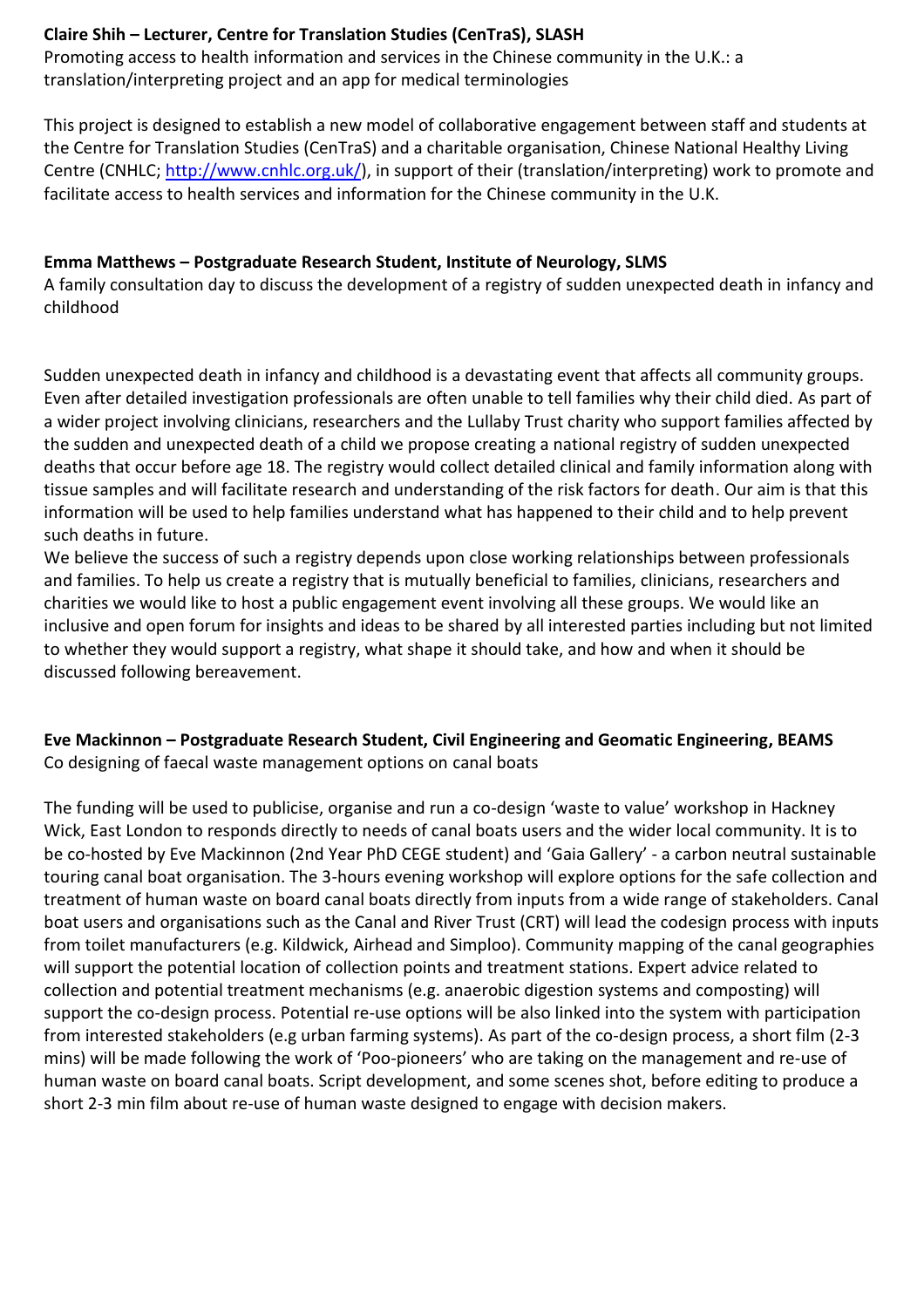**Claire Shih – Lecturer, Centre for Translation Studies (CenTraS), SLASH**
Promoting access to health information and services in the Chinese community in the U.K.: a translation/interpreting project and an app for medical terminologies

This project is designed to establish a new model of collaborative engagement between staff and students at the Centre for Translation Studies (CenTraS) and a charitable organisation, Chinese National Healthy Living Centre (CNHLC; http://www.cnhlc.org.uk/), in support of their (translation/interpreting) work to promote and facilitate access to health services and information for the Chinese community in the U.K.

**Emma Matthews – Postgraduate Research Student, Institute of Neurology, SLMS**
A family consultation day to discuss the development of a registry of sudden unexpected death in infancy and childhood

Sudden unexpected death in infancy and childhood is a devastating event that affects all community groups. Even after detailed investigation professionals are often unable to tell families why their child died. As part of a wider project involving clinicians, researchers and the Lullaby Trust charity who support families affected by the sudden and unexpected death of a child we propose creating a national registry of sudden unexpected deaths that occur before age 18. The registry would collect detailed clinical and family information along with tissue samples and will facilitate research and understanding of the risk factors for death. Our aim is that this information will be used to help families understand what has happened to their child and to help prevent such deaths in future.
We believe the success of such a registry depends upon close working relationships between professionals and families. To help us create a registry that is mutually beneficial to families, clinicians, researchers and charities we would like to host a public engagement event involving all these groups. We would like an inclusive and open forum for insights and ideas to be shared by all interested parties including but not limited to whether they would support a registry, what shape it should take, and how and when it should be discussed following bereavement.

**Eve Mackinnon – Postgraduate Research Student, Civil Engineering and Geomatic Engineering, BEAMS**
Co designing of faecal waste management options on canal boats

The funding will be used to publicise, organise and run a co-design 'waste to value' workshop in Hackney Wick, East London to responds directly to needs of canal boats users and the wider local community. It is to be co-hosted by Eve Mackinnon (2nd Year PhD CEGE student) and 'Gaia Gallery' - a carbon neutral sustainable touring canal boat organisation. The 3-hours evening workshop will explore options for the safe collection and treatment of human waste on board canal boats directly from inputs from a wide range of stakeholders. Canal boat users and organisations such as the Canal and River Trust (CRT) will lead the codesign process with inputs from toilet manufacturers (e.g. Kildwick, Airhead and Simploo). Community mapping of the canal geographies will support the potential location of collection points and treatment stations. Expert advice related to collection and potential treatment mechanisms (e.g. anaerobic digestion systems and composting) will support the co-design process. Potential re-use options will be also linked into the system with participation from interested stakeholders (e.g urban farming systems). As part of the co-design process, a short film (2-3 mins) will be made following the work of 'Poo-pioneers' who are taking on the management and re-use of human waste on board canal boats. Script development, and some scenes shot, before editing to produce a short 2-3 min film about re-use of human waste designed to engage with decision makers.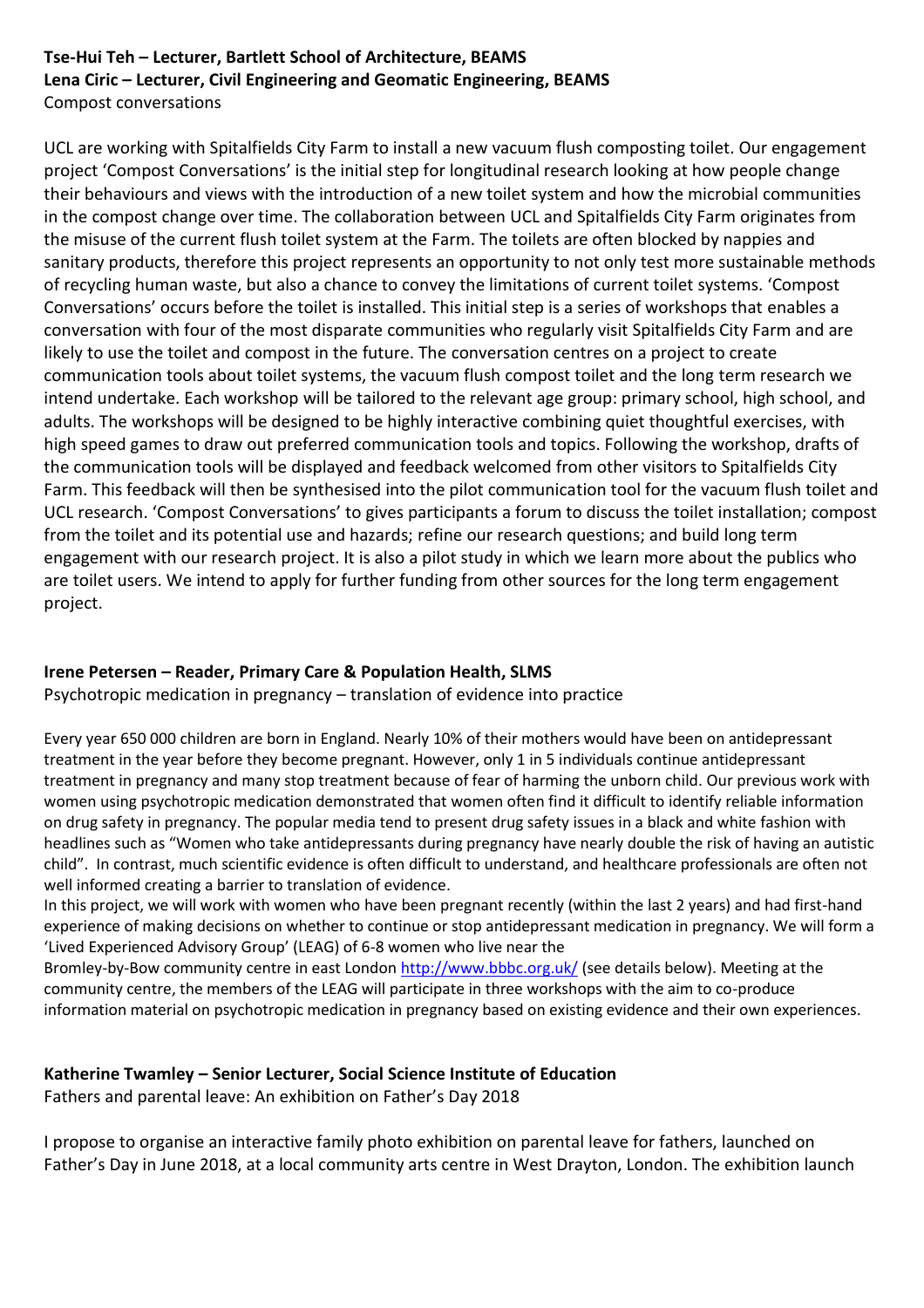**Tse-Hui Teh – Lecturer, Bartlett School of Architecture, BEAMS**
**Lena Ciric – Lecturer, Civil Engineering and Geomatic Engineering, BEAMS**
Compost conversations

UCL are working with Spitalfields City Farm to install a new vacuum flush composting toilet. Our engagement project 'Compost Conversations' is the initial step for longitudinal research looking at how people change their behaviours and views with the introduction of a new toilet system and how the microbial communities in the compost change over time. The collaboration between UCL and Spitalfields City Farm originates from the misuse of the current flush toilet system at the Farm. The toilets are often blocked by nappies and sanitary products, therefore this project represents an opportunity to not only test more sustainable methods of recycling human waste, but also a chance to convey the limitations of current toilet systems. 'Compost Conversations' occurs before the toilet is installed. This initial step is a series of workshops that enables a conversation with four of the most disparate communities who regularly visit Spitalfields City Farm and are likely to use the toilet and compost in the future. The conversation centres on a project to create communication tools about toilet systems, the vacuum flush compost toilet and the long term research we intend undertake. Each workshop will be tailored to the relevant age group: primary school, high school, and adults. The workshops will be designed to be highly interactive combining quiet thoughtful exercises, with high speed games to draw out preferred communication tools and topics. Following the workshop, drafts of the communication tools will be displayed and feedback welcomed from other visitors to Spitalfields City Farm. This feedback will then be synthesised into the pilot communication tool for the vacuum flush toilet and UCL research. 'Compost Conversations' to gives participants a forum to discuss the toilet installation; compost from the toilet and its potential use and hazards; refine our research questions; and build long term engagement with our research project. It is also a pilot study in which we learn more about the publics who are toilet users. We intend to apply for further funding from other sources for the long term engagement project.

**Irene Petersen – Reader, Primary Care & Population Health, SLMS**
Psychotropic medication in pregnancy – translation of evidence into practice

Every year 650 000 children are born in England. Nearly 10% of their mothers would have been on antidepressant treatment in the year before they become pregnant. However, only 1 in 5 individuals continue antidepressant treatment in pregnancy and many stop treatment because of fear of harming the unborn child. Our previous work with women using psychotropic medication demonstrated that women often find it difficult to identify reliable information on drug safety in pregnancy. The popular media tend to present drug safety issues in a black and white fashion with headlines such as "Women who take antidepressants during pregnancy have nearly double the risk of having an autistic child". In contrast, much scientific evidence is often difficult to understand, and healthcare professionals are often not well informed creating a barrier to translation of evidence.

In this project, we will work with women who have been pregnant recently (within the last 2 years) and had first-hand experience of making decisions on whether to continue or stop antidepressant medication in pregnancy. We will form a 'Lived Experienced Advisory Group' (LEAG) of 6-8 women who live near the Bromley-by-Bow community centre in east London http://www.bbbc.org.uk/ (see details below). Meeting at the community centre, the members of the LEAG will participate in three workshops with the aim to co-produce information material on psychotropic medication in pregnancy based on existing evidence and their own experiences.

**Katherine Twamley – Senior Lecturer, Social Science Institute of Education**
Fathers and parental leave: An exhibition on Father's Day 2018

I propose to organise an interactive family photo exhibition on parental leave for fathers, launched on Father's Day in June 2018, at a local community arts centre in West Drayton, London. The exhibition launch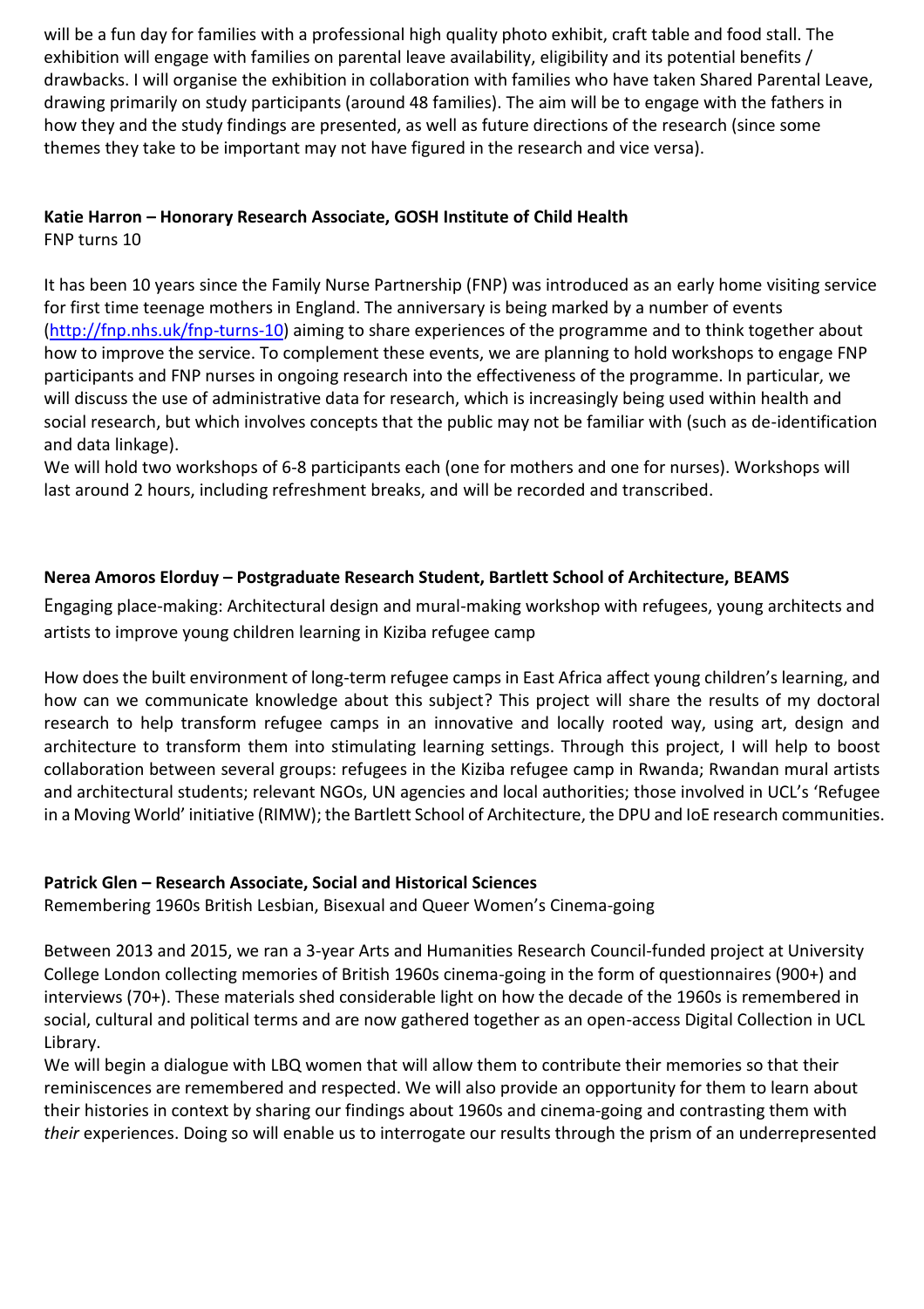will be a fun day for families with a professional high quality photo exhibit, craft table and food stall. The exhibition will engage with families on parental leave availability, eligibility and its potential benefits / drawbacks. I will organise the exhibition in collaboration with families who have taken Shared Parental Leave, drawing primarily on study participants (around 48 families). The aim will be to engage with the fathers in how they and the study findings are presented, as well as future directions of the research (since some themes they take to be important may not have figured in the research and vice versa).

**Katie Harron – Honorary Research Associate, GOSH Institute of Child Health**
FNP turns 10

It has been 10 years since the Family Nurse Partnership (FNP) was introduced as an early home visiting service for first time teenage mothers in England. The anniversary is being marked by a number of events (http://fnp.nhs.uk/fnp-turns-10) aiming to share experiences of the programme and to think together about how to improve the service. To complement these events, we are planning to hold workshops to engage FNP participants and FNP nurses in ongoing research into the effectiveness of the programme. In particular, we will discuss the use of administrative data for research, which is increasingly being used within health and social research, but which involves concepts that the public may not be familiar with (such as de-identification and data linkage).
We will hold two workshops of 6-8 participants each (one for mothers and one for nurses). Workshops will last around 2 hours, including refreshment breaks, and will be recorded and transcribed.

**Nerea Amoros Elorduy – Postgraduate Research Student, Bartlett School of Architecture, BEAMS**
Engaging place-making: Architectural design and mural-making workshop with refugees, young architects and artists to improve young children learning in Kiziba refugee camp

How does the built environment of long-term refugee camps in East Africa affect young children's learning, and how can we communicate knowledge about this subject? This project will share the results of my doctoral research to help transform refugee camps in an innovative and locally rooted way, using art, design and architecture to transform them into stimulating learning settings. Through this project, I will help to boost collaboration between several groups: refugees in the Kiziba refugee camp in Rwanda; Rwandan mural artists and architectural students; relevant NGOs, UN agencies and local authorities; those involved in UCL's 'Refugee in a Moving World' initiative (RIMW); the Bartlett School of Architecture, the DPU and IoE research communities.

**Patrick Glen – Research Associate, Social and Historical Sciences**
Remembering 1960s British Lesbian, Bisexual and Queer Women's Cinema-going

Between 2013 and 2015, we ran a 3-year Arts and Humanities Research Council-funded project at University College London collecting memories of British 1960s cinema-going in the form of questionnaires (900+) and interviews (70+). These materials shed considerable light on how the decade of the 1960s is remembered in social, cultural and political terms and are now gathered together as an open-access Digital Collection in UCL Library.
We will begin a dialogue with LBQ women that will allow them to contribute their memories so that their reminiscences are remembered and respected. We will also provide an opportunity for them to learn about their histories in context by sharing our findings about 1960s and cinema-going and contrasting them with *their* experiences. Doing so will enable us to interrogate our results through the prism of an underrepresented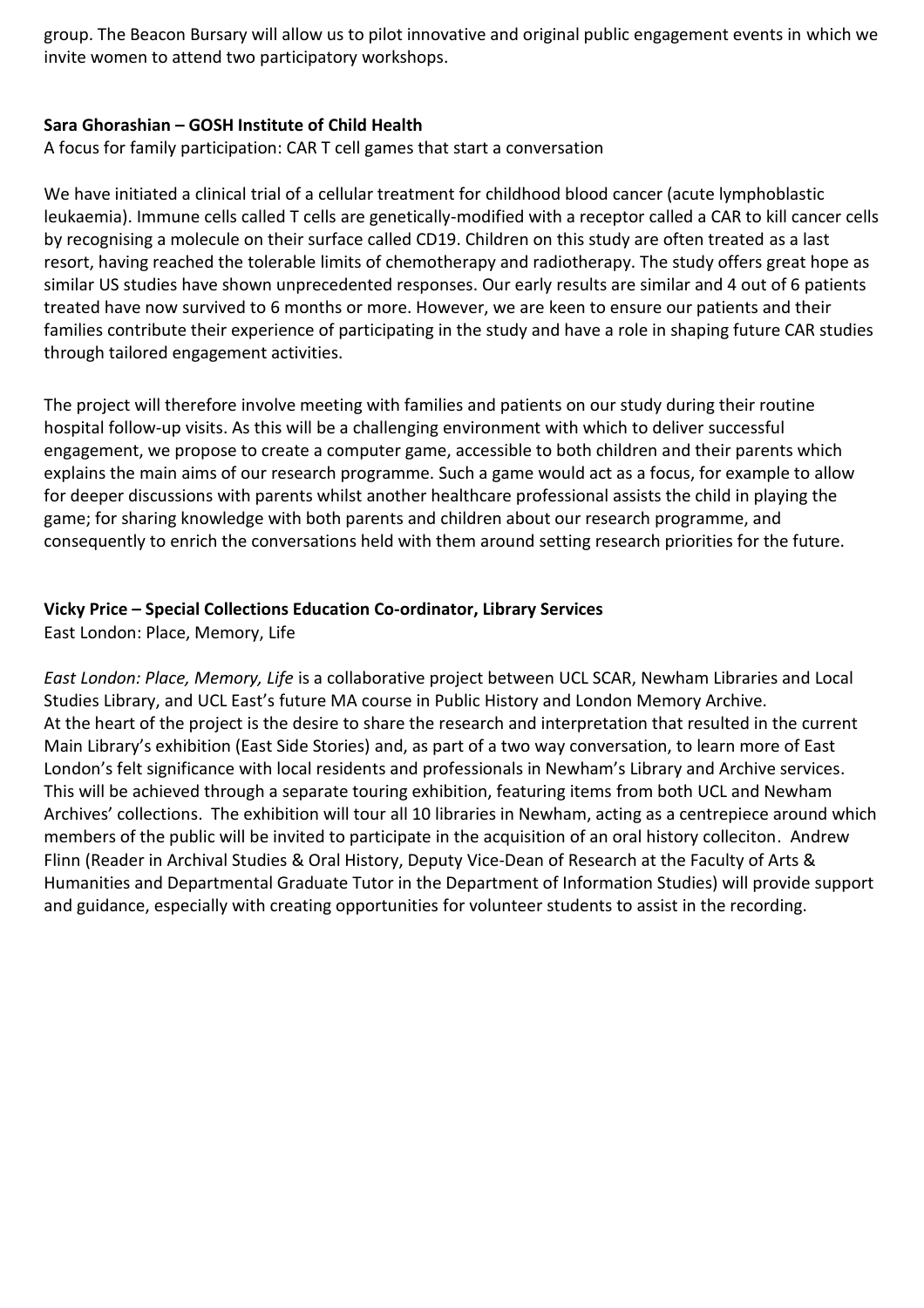group. The Beacon Bursary will allow us to pilot innovative and original public engagement events in which we invite women to attend two participatory workshops.

**Sara Ghorashian – GOSH Institute of Child Health**
A focus for family participation: CAR T cell games that start a conversation

We have initiated a clinical trial of a cellular treatment for childhood blood cancer (acute lymphoblastic leukaemia). Immune cells called T cells are genetically-modified with a receptor called a CAR to kill cancer cells by recognising a molecule on their surface called CD19. Children on this study are often treated as a last resort, having reached the tolerable limits of chemotherapy and radiotherapy. The study offers great hope as similar US studies have shown unprecedented responses. Our early results are similar and 4 out of 6 patients treated have now survived to 6 months or more. However, we are keen to ensure our patients and their families contribute their experience of participating in the study and have a role in shaping future CAR studies through tailored engagement activities.

The project will therefore involve meeting with families and patients on our study during their routine hospital follow-up visits. As this will be a challenging environment with which to deliver successful engagement, we propose to create a computer game, accessible to both children and their parents which explains the main aims of our research programme. Such a game would act as a focus, for example to allow for deeper discussions with parents whilst another healthcare professional assists the child in playing the game; for sharing knowledge with both parents and children about our research programme, and consequently to enrich the conversations held with them around setting research priorities for the future.

**Vicky Price – Special Collections Education Co-ordinator, Library Services**
East London: Place, Memory, Life

*East London: Place, Memory, Life* is a collaborative project between UCL SCAR, Newham Libraries and Local Studies Library, and UCL East's future MA course in Public History and London Memory Archive.
At the heart of the project is the desire to share the research and interpretation that resulted in the current Main Library's exhibition (East Side Stories) and, as part of a two way conversation, to learn more of East London's felt significance with local residents and professionals in Newham's Library and Archive services. This will be achieved through a separate touring exhibition, featuring items from both UCL and Newham Archives' collections. The exhibition will tour all 10 libraries in Newham, acting as a centrepiece around which members of the public will be invited to participate in the acquisition of an oral history colleciton. Andrew Flinn (Reader in Archival Studies & Oral History, Deputy Vice-Dean of Research at the Faculty of Arts & Humanities and Departmental Graduate Tutor in the Department of Information Studies) will provide support and guidance, especially with creating opportunities for volunteer students to assist in the recording.